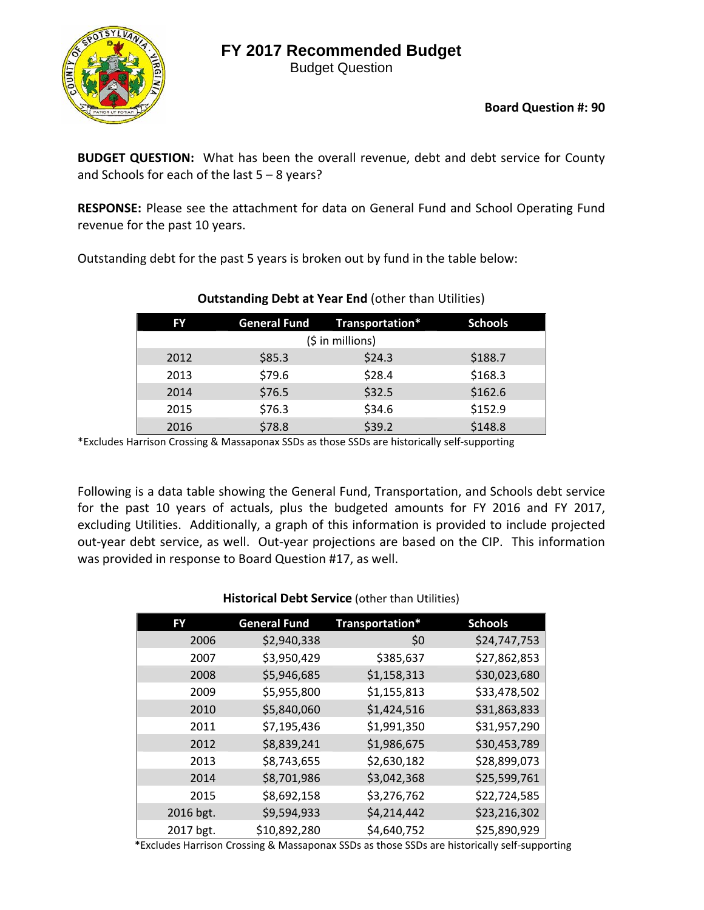# FY 2017 Recommended Budget

Budget Question

**Board Question #: 90**

**BUDGET QUESTION:** What has been the overall revenue, debt and debt service for County and Schools for each of the last 5 – 8 years?

**RESPONSE:** Please see the attachment for data on General Fund and School Operating Fund revenue for the past 10 years.

Outstanding debt for the past 5 years is broken out by fund in the table below:

**Outstanding Debt at Year End** (other than Utilities)

| FY | General Fund | Transportation* | Schools |
|---|---|---|---|
| | ($ in millions) | | |
| 2012 | $85.3 | $24.3 | $188.7 |
| 2013 | $79.6 | $28.4 | $168.3 |
| 2014 | $76.5 | $32.5 | $162.6 |
| 2015 | $76.3 | $34.6 | $152.9 |
| 2016 | $78.8 | $39.2 | $148.8 |

*Excludes Harrison Crossing & Massaponax SSDs as those SSDs are historically self-supporting

Following is a data table showing the General Fund, Transportation, and Schools debt service for the past 10 years of actuals, plus the budgeted amounts for FY 2016 and FY 2017, excluding Utilities. Additionally, a graph of this information is provided to include projected out-year debt service, as well. Out-year projections are based on the CIP. This information was provided in response to Board Question #17, as well.

**Historical Debt Service** (other than Utilities)

| FY | General Fund | Transportation* | Schools |
|---|---|---|---|
| 2006 | $2,940,338 | $0 | $24,747,753 |
| 2007 | $3,950,429 | $385,637 | $27,862,853 |
| 2008 | $5,946,685 | $1,158,313 | $30,023,680 |
| 2009 | $5,955,800 | $1,155,813 | $33,478,502 |
| 2010 | $5,840,060 | $1,424,516 | $31,863,833 |
| 2011 | $7,195,436 | $1,991,350 | $31,957,290 |
| 2012 | $8,839,241 | $1,986,675 | $30,453,789 |
| 2013 | $8,743,655 | $2,630,182 | $28,899,073 |
| 2014 | $8,701,986 | $3,042,368 | $25,599,761 |
| 2015 | $8,692,158 | $3,276,762 | $22,724,585 |
| 2016 bgt. | $9,594,933 | $4,214,442 | $23,216,302 |
| 2017 bgt. | $10,892,280 | $4,640,752 | $25,890,929 |

*Excludes Harrison Crossing & Massaponax SSDs as those SSDs are historically self-supporting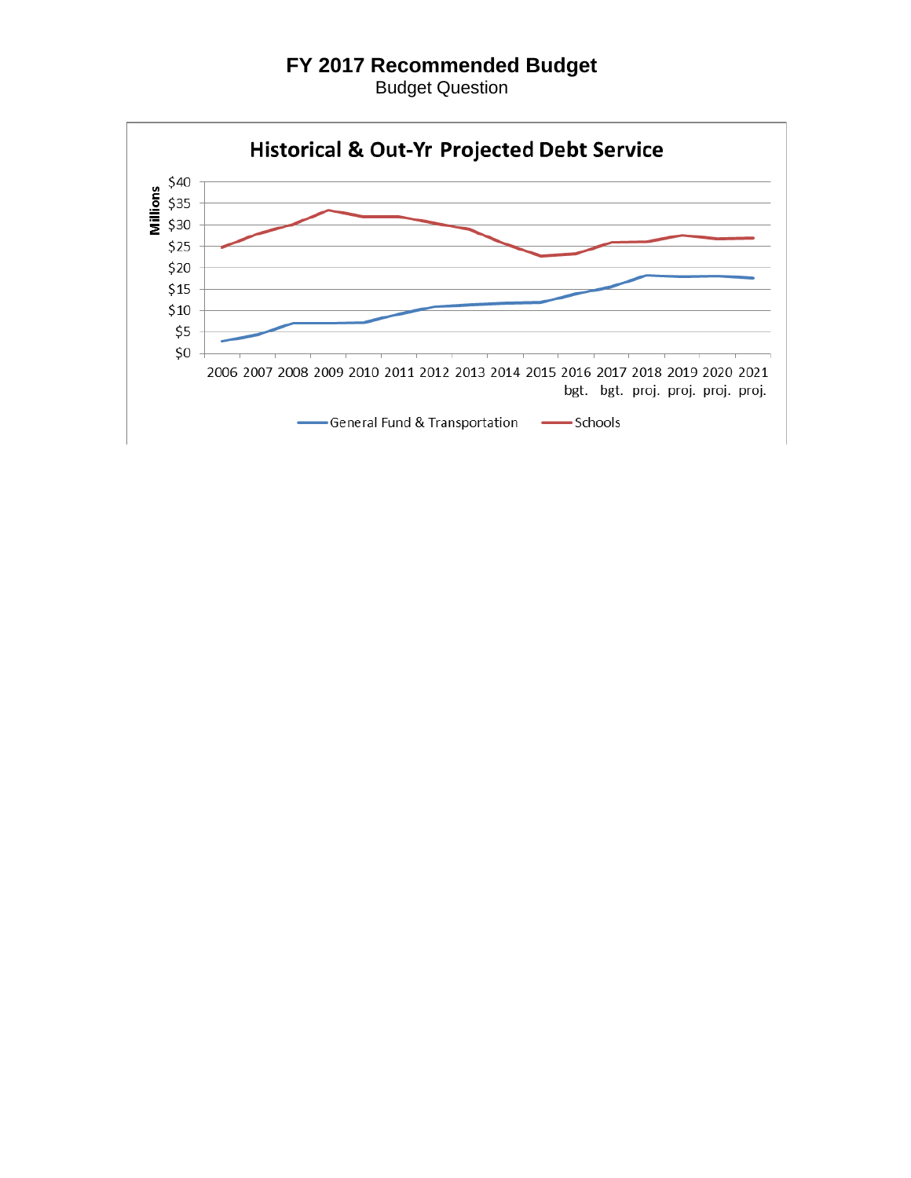# FY 2017 Recommended Budget

Budget Question

## Historical & Out-Yr Projected Debt Service

Millions

$40
$35
$30
$25
$20
$15
$10
$5
$0

2006 2007 2008 2009 2010 2011 2012 2013 2014 2015 2016 bgt. 2017 bgt. 2018 proj. 2019 proj. 2020 proj. 2021 proj.

General Fund & Transportation — Schools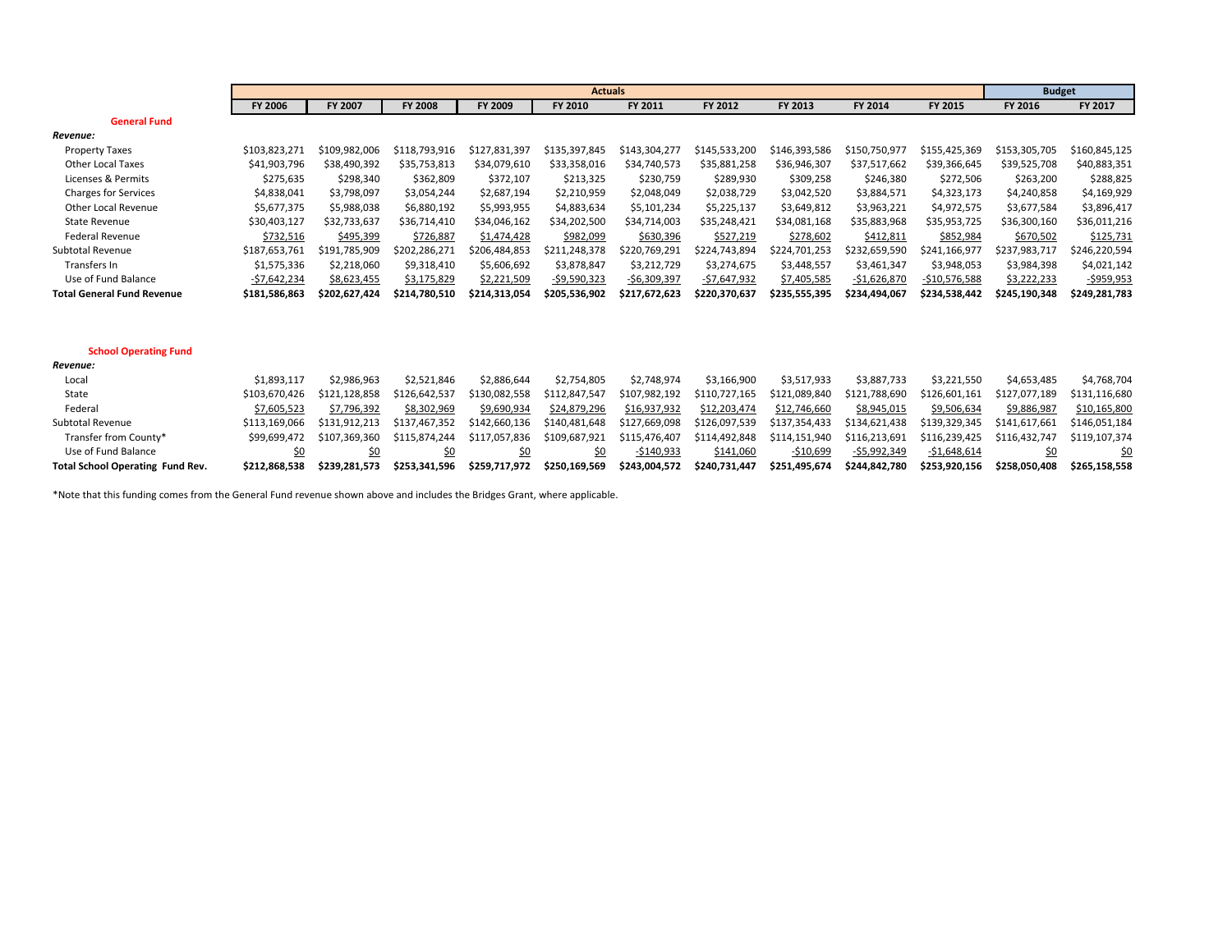| | Actuals | | | | | | | | | | Budget | |
|---|---|---|---|---|---|---|---|---|---|---|---|---|
| | FY 2006 | FY 2007 | FY 2008 | FY 2009 | FY 2010 | FY 2011 | FY 2012 | FY 2013 | FY 2014 | FY 2015 | FY 2016 | FY 2017 |
| **General Fund** | | | | | | | | | | | | |
| ***Revenue:*** | | | | | | | | | | | | |
| Property Taxes | $103,823,271 | $109,982,006 | $118,793,916 | $127,831,397 | $135,397,845 | $143,304,277 | $145,533,200 | $146,393,586 | $150,750,977 | $155,425,369 | $153,305,705 | $160,845,125 |
| Other Local Taxes | $41,903,796 | $38,490,392 | $35,753,813 | $34,079,610 | $33,358,016 | $34,740,573 | $35,881,258 | $36,946,307 | $37,517,662 | $39,366,645 | $39,525,708 | $40,883,351 |
| Licenses & Permits | $275,635 | $298,340 | $362,809 | $372,107 | $213,325 | $230,759 | $289,930 | $309,258 | $246,380 | $272,506 | $263,200 | $288,825 |
| Charges for Services | $4,838,041 | $3,798,097 | $3,054,244 | $2,687,194 | $2,210,959 | $2,048,049 | $2,038,729 | $3,042,520 | $3,884,571 | $4,323,173 | $4,240,858 | $4,169,929 |
| Other Local Revenue | $5,677,375 | $5,988,038 | $6,880,192 | $5,993,955 | $4,883,634 | $5,101,234 | $5,225,137 | $3,649,812 | $3,963,221 | $4,972,575 | $3,677,584 | $3,896,417 |
| State Revenue | $30,403,127 | $32,733,637 | $36,714,410 | $34,046,162 | $34,202,500 | $34,714,003 | $35,248,421 | $34,081,168 | $35,883,968 | $35,953,725 | $36,300,160 | $36,011,216 |
| Federal Revenue | $732,516 | $495,399 | $726,887 | $1,474,428 | $982,099 | $630,396 | $527,219 | $278,602 | $412,811 | $852,984 | $670,502 | $125,731 |
| Subtotal Revenue | $187,653,761 | $191,785,909 | $202,286,271 | $206,484,853 | $211,248,378 | $220,769,291 | $224,743,894 | $224,701,253 | $232,659,590 | $241,166,977 | $237,983,717 | $246,220,594 |
| Transfers In | $1,575,336 | $2,218,060 | $9,318,410 | $5,606,692 | $3,878,847 | $3,212,729 | $3,274,675 | $3,448,557 | $3,461,347 | $3,948,053 | $3,984,398 | $4,021,142 |
| Use of Fund Balance | -$7,642,234 | $8,623,455 | $3,175,829 | $2,221,509 | -$9,590,323 | -$6,309,397 | -$7,647,932 | $7,405,585 | -$1,626,870 | -$10,576,588 | $3,222,233 | -$959,953 |
| **Total General Fund Revenue** | **$181,586,863** | **$202,627,424** | **$214,780,510** | **$214,313,054** | **$205,536,902** | **$217,672,623** | **$220,370,637** | **$235,555,395** | **$234,494,067** | **$234,538,442** | **$245,190,348** | **$249,281,783** |

| | FY 2006 | FY 2007 | FY 2008 | FY 2009 | FY 2010 | FY 2011 | FY 2012 | FY 2013 | FY 2014 | FY 2015 | FY 2016 | FY 2017 |
|---|---|---|---|---|---|---|---|---|---|---|---|---|
| **School Operating Fund** | | | | | | | | | | | | |
| ***Revenue:*** | | | | | | | | | | | | |
| Local | $1,893,117 | $2,986,963 | $2,521,846 | $2,886,644 | $2,754,805 | $2,748,974 | $3,166,900 | $3,517,933 | $3,887,733 | $3,221,550 | $4,653,485 | $4,768,704 |
| State | $103,670,426 | $121,128,858 | $126,642,537 | $130,082,558 | $112,847,547 | $107,982,192 | $110,727,165 | $121,089,840 | $121,788,690 | $126,601,161 | $127,077,189 | $131,116,680 |
| Federal | $7,605,523 | $7,796,392 | $8,302,969 | $9,690,934 | $24,879,296 | $16,937,932 | $12,203,474 | $12,746,660 | $8,945,015 | $9,506,634 | $9,886,987 | $10,165,800 |
| Subtotal Revenue | $113,169,066 | $131,912,213 | $137,467,352 | $142,660,136 | $140,481,648 | $127,669,098 | $126,097,539 | $137,354,433 | $134,621,438 | $139,329,345 | $141,617,661 | $146,051,184 |
| Transfer from County* | $99,699,472 | $107,369,360 | $115,874,244 | $117,057,836 | $109,687,921 | $115,476,407 | $114,492,848 | $114,151,940 | $116,213,691 | $116,239,425 | $116,432,747 | $119,107,374 |
| Use of Fund Balance | $0 | $0 | $0 | $0 | $0 | -$140,933 | $141,060 | -$10,699 | -$5,992,349 | -$1,648,614 | $0 | $0 |
| **Total School Operating Fund Rev.** | **$212,868,538** | **$239,281,573** | **$253,341,596** | **$259,717,972** | **$250,169,569** | **$243,004,572** | **$240,731,447** | **$251,495,674** | **$244,842,780** | **$253,920,156** | **$258,050,408** | **$265,158,558** |

*Note that this funding comes from the General Fund revenue shown above and includes the Bridges Grant, where applicable.